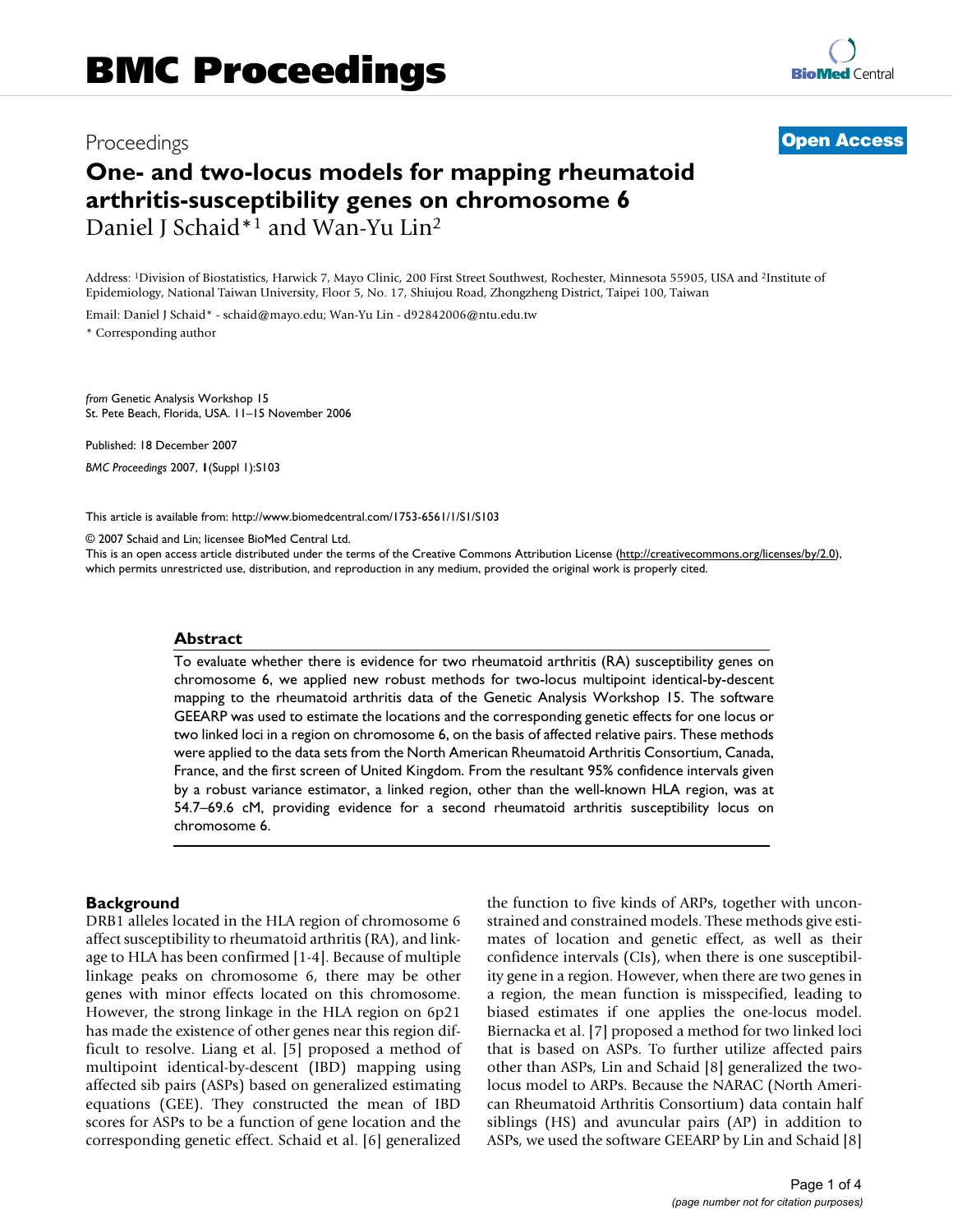Proceedings

**Open Access**

# One- and two-locus models for mapping rheumatoid arthritis-susceptibility genes on chromosome 6

Daniel J Schaid*[1] and Wan-Yu Lin[2]

Address: [1]Division of Biostatistics, Harwick 7, Mayo Clinic, 200 First Street Southwest, Rochester, Minnesota 55905, USA and [2]Institute of Epidemiology, National Taiwan University, Floor 5, No. 17, Shiujou Road, Zhongzheng District, Taipei 100, Taiwan

Email: Daniel J Schaid* - schaid@mayo.edu; Wan-Yu Lin - d92842006@ntu.edu.tw

* Corresponding author

*from* Genetic Analysis Workshop 15
St. Pete Beach, Florida, USA. 11–15 November 2006

Published: 18 December 2007

*BMC Proceedings* 2007, **1**(Suppl 1):S103

This article is available from: http://www.biomedcentral.com/1753-6561/1/S1/S103

© 2007 Schaid and Lin; licensee BioMed Central Ltd.
This is an open access article distributed under the terms of the Creative Commons Attribution License (http://creativecommons.org/licenses/by/2.0), which permits unrestricted use, distribution, and reproduction in any medium, provided the original work is properly cited.

## Abstract

To evaluate whether there is evidence for two rheumatoid arthritis (RA) susceptibility genes on chromosome 6, we applied new robust methods for two-locus multipoint identical-by-descent mapping to the rheumatoid arthritis data of the Genetic Analysis Workshop 15. The software GEEARP was used to estimate the locations and the corresponding genetic effects for one locus or two linked loci in a region on chromosome 6, on the basis of affected relative pairs. These methods were applied to the data sets from the North American Rheumatoid Arthritis Consortium, Canada, France, and the first screen of United Kingdom. From the resultant 95% confidence intervals given by a robust variance estimator, a linked region, other than the well-known HLA region, was at 54.7–69.6 cM, providing evidence for a second rheumatoid arthritis susceptibility locus on chromosome 6.

## Background

DRB1 alleles located in the HLA region of chromosome 6 affect susceptibility to rheumatoid arthritis (RA), and linkage to HLA has been confirmed [1-4]. Because of multiple linkage peaks on chromosome 6, there may be other genes with minor effects located on this chromosome. However, the strong linkage in the HLA region on 6p21 has made the existence of other genes near this region difficult to resolve. Liang et al. [5] proposed a method of multipoint identical-by-descent (IBD) mapping using affected sib pairs (ASPs) based on generalized estimating equations (GEE). They constructed the mean of IBD scores for ASPs to be a function of gene location and the corresponding genetic effect. Schaid et al. [6] generalized the function to five kinds of ARPs, together with unconstrained and constrained models. These methods give estimates of location and genetic effect, as well as their confidence intervals (CIs), when there is one susceptibility gene in a region. However, when there are two genes in a region, the mean function is misspecified, leading to biased estimates if one applies the one-locus model. Biernacka et al. [7] proposed a method for two linked loci that is based on ASPs. To further utilize affected pairs other than ASPs, Lin and Schaid [8] generalized the two-locus model to ARPs. Because the NARAC (North American Rheumatoid Arthritis Consortium) data contain half siblings (HS) and avuncular pairs (AP) in addition to ASPs, we used the software GEEARP by Lin and Schaid [8]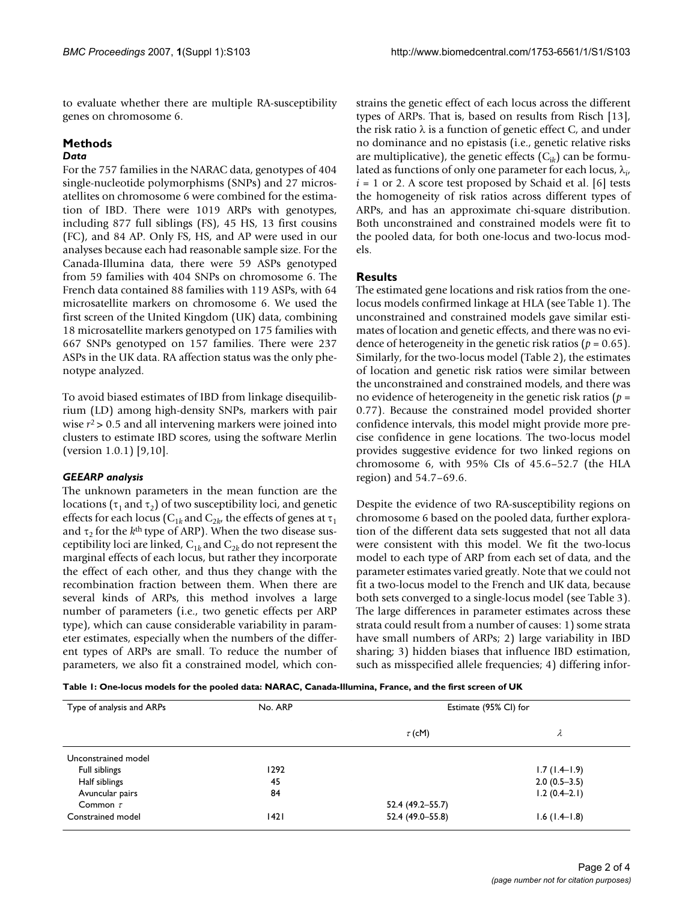to evaluate whether there are multiple RA-susceptibility genes on chromosome 6.

## Methods

### Data

For the 757 families in the NARAC data, genotypes of 404 single-nucleotide polymorphisms (SNPs) and 27 microsatellites on chromosome 6 were combined for the estimation of IBD. There were 1019 ARPs with genotypes, including 877 full siblings (FS), 45 HS, 13 first cousins (FC), and 84 AP. Only FS, HS, and AP were used in our analyses because each had reasonable sample size. For the Canada-Illumina data, there were 59 ASPs genotyped from 59 families with 404 SNPs on chromosome 6. The French data contained 88 families with 119 ASPs, with 64 microsatellite markers on chromosome 6. We used the first screen of the United Kingdom (UK) data, combining 18 microsatellite markers genotyped on 175 families with 667 SNPs genotyped on 157 families. There were 237 ASPs in the UK data. RA affection status was the only phenotype analyzed.

To avoid biased estimates of IBD from linkage disequilibrium (LD) among high-density SNPs, markers with pair wise $r^2 > 0.5$ and all intervening markers were joined into clusters to estimate IBD scores, using the software Merlin (version 1.0.1) [9,10].

### GEEARP analysis

The unknown parameters in the mean function are the locations ($\tau_1$ and $\tau_2$) of two susceptibility loci, and genetic effects for each locus ($C_{1k}$ and $C_{2k}$, the effects of genes at $\tau_1$ and $\tau_2$ for the $k^{th}$ type of ARP). When the two disease susceptibility loci are linked, $C_{1k}$ and $C_{2k}$ do not represent the marginal effects of each locus, but rather they incorporate the effect of each other, and thus they change with the recombination fraction between them. When there are several kinds of ARPs, this method involves a large number of parameters (i.e., two genetic effects per ARP type), which can cause considerable variability in parameter estimates, especially when the numbers of the different types of ARPs are small. To reduce the number of parameters, we also fit a constrained model, which constrains the genetic effect of each locus across the different types of ARPs. That is, based on results from Risch [13], the risk ratio $\lambda$ is a function of genetic effect C, and under no dominance and no epistasis (i.e., genetic relative risks are multiplicative), the genetic effects ($C_{ik}$) can be formulated as functions of only one parameter for each locus, $\lambda_i$, $i = 1$ or 2. A score test proposed by Schaid et al. [6] tests the homogeneity of risk ratios across different types of ARPs, and has an approximate chi-square distribution. Both unconstrained and constrained models were fit to the pooled data, for both one-locus and two-locus models.

## Results

The estimated gene locations and risk ratios from the one-locus models confirmed linkage at HLA (see Table 1). The unconstrained and constrained models gave similar estimates of location and genetic effects, and there was no evidence of heterogeneity in the genetic risk ratios ($p = 0.65$). Similarly, for the two-locus model (Table 2), the estimates of location and genetic risk ratios were similar between the unconstrained and constrained models, and there was no evidence of heterogeneity in the genetic risk ratios ($p = 0.77$). Because the constrained model provided shorter confidence intervals, this model might provide more precise confidence in gene locations. The two-locus model provides suggestive evidence for two linked regions on chromosome 6, with 95% CIs of 45.6–52.7 (the HLA region) and 54.7–69.6.

Despite the evidence of two RA-susceptibility regions on chromosome 6 based on the pooled data, further exploration of the different data sets suggested that not all data were consistent with this model. We fit the two-locus model to each type of ARP from each set of data, and the parameter estimates varied greatly. Note that we could not fit a two-locus model to the French and UK data, because both sets converged to a single-locus model (see Table 3). The large differences in parameter estimates across these strata could result from a number of causes: 1) some strata have small numbers of ARPs; 2) large variability in IBD sharing; 3) hidden biases that influence IBD estimation, such as misspecified allele frequencies; 4) differing infor-

**Table 1: One-locus models for the pooled data: NARAC, Canada-Illumina, France, and the first screen of UK**

| Type of analysis and ARPs | No. ARP | Estimate (95% CI) for | |
|---|---|---|---|
| | | $\tau$ (cM) | $\lambda$ |
| Unconstrained model | | | |
| Full siblings | 1292 | | 1.7 (1.4–1.9) |
| Half siblings | 45 | | 2.0 (0.5–3.5) |
| Avuncular pairs | 84 | | 1.2 (0.4–2.1) |
| Common $\tau$ | | 52.4 (49.2–55.7) | |
| Constrained model | 1421 | 52.4 (49.0–55.8) | 1.6 (1.4–1.8) |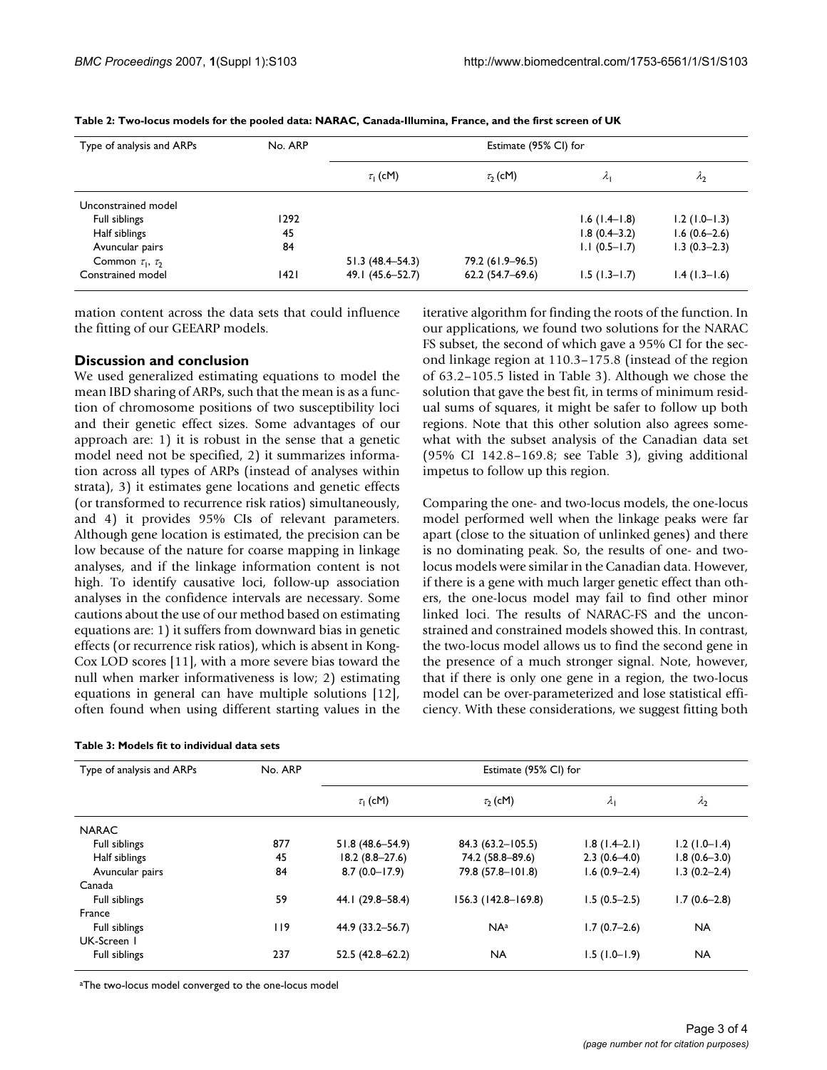**Table 2: Two-locus models for the pooled data: NARAC, Canada-Illumina, France, and the first screen of UK**

| Type of analysis and ARPs | No. ARP | Estimate (95% CI) for | | | |
|---|---|---|---|---|---|
| | | $\tau_1$ (cM) | $\tau_2$ (cM) | $\lambda_1$ | $\lambda_2$ |
| Unconstrained model | | | | | |
| Full siblings | 1292 | | | 1.6 (1.4–1.8) | 1.2 (1.0–1.3) |
| Half siblings | 45 | | | 1.8 (0.4–3.2) | 1.6 (0.6–2.6) |
| Avuncular pairs | 84 | | | 1.1 (0.5–1.7) | 1.3 (0.3–2.3) |
| Common $\tau_1$, $\tau_2$ | | 51.3 (48.4–54.3) | 79.2 (61.9–96.5) | | |
| Constrained model | 1421 | 49.1 (45.6–52.7) | 62.2 (54.7–69.6) | 1.5 (1.3–1.7) | 1.4 (1.3–1.6) |

mation content across the data sets that could influence the fitting of our GEEARP models.

## Discussion and conclusion

We used generalized estimating equations to model the mean IBD sharing of ARPs, such that the mean is as a function of chromosome positions of two susceptibility loci and their genetic effect sizes. Some advantages of our approach are: 1) it is robust in the sense that a genetic model need not be specified, 2) it summarizes information across all types of ARPs (instead of analyses within strata), 3) it estimates gene locations and genetic effects (or transformed to recurrence risk ratios) simultaneously, and 4) it provides 95% CIs of relevant parameters. Although gene location is estimated, the precision can be low because of the nature for coarse mapping in linkage analyses, and if the linkage information content is not high. To identify causative loci, follow-up association analyses in the confidence intervals are necessary. Some cautions about the use of our method based on estimating equations are: 1) it suffers from downward bias in genetic effects (or recurrence risk ratios), which is absent in Kong-Cox LOD scores [11], with a more severe bias toward the null when marker informativeness is low; 2) estimating equations in general can have multiple solutions [12], often found when using different starting values in the iterative algorithm for finding the roots of the function. In our applications, we found two solutions for the NARAC FS subset, the second of which gave a 95% CI for the second linkage region at 110.3–175.8 (instead of the region of 63.2–105.5 listed in Table 3). Although we chose the solution that gave the best fit, in terms of minimum residual sums of squares, it might be safer to follow up both regions. Note that this other solution also agrees somewhat with the subset analysis of the Canadian data set (95% CI 142.8–169.8; see Table 3), giving additional impetus to follow up this region.

Comparing the one- and two-locus models, the one-locus model performed well when the linkage peaks were far apart (close to the situation of unlinked genes) and there is no dominating peak. So, the results of one- and two-locus models were similar in the Canadian data. However, if there is a gene with much larger genetic effect than others, the one-locus model may fail to find other minor linked loci. The results of NARAC-FS and the unconstrained and constrained models showed this. In contrast, the two-locus model allows us to find the second gene in the presence of a much stronger signal. Note, however, that if there is only one gene in a region, the two-locus model can be over-parameterized and lose statistical efficiency. With these considerations, we suggest fitting both

**Table 3: Models fit to individual data sets**

| Type of analysis and ARPs | No. ARP | Estimate (95% CI) for | | | |
|---|---|---|---|---|---|
| | | $\tau_1$ (cM) | $\tau_2$ (cM) | $\lambda_1$ | $\lambda_2$ |
| NARAC | | | | | |
| Full siblings | 877 | 51.8 (48.6–54.9) | 84.3 (63.2–105.5) | 1.8 (1.4–2.1) | 1.2 (1.0–1.4) |
| Half siblings | 45 | 18.2 (8.8–27.6) | 74.2 (58.8–89.6) | 2.3 (0.6–4.0) | 1.8 (0.6–3.0) |
| Avuncular pairs | 84 | 8.7 (0.0–17.9) | 79.8 (57.8–101.8) | 1.6 (0.9–2.4) | 1.3 (0.2–2.4) |
| Canada | | | | | |
| Full siblings | 59 | 44.1 (29.8–58.4) | 156.3 (142.8–169.8) | 1.5 (0.5–2.5) | 1.7 (0.6–2.8) |
| France | | | | | |
| Full siblings | 119 | 44.9 (33.2–56.7) | NA[a] | 1.7 (0.7–2.6) | NA |
| UK-Screen 1 | | | | | |
| Full siblings | 237 | 52.5 (42.8–62.2) | NA | 1.5 (1.0–1.9) | NA |

[a]The two-locus model converged to the one-locus model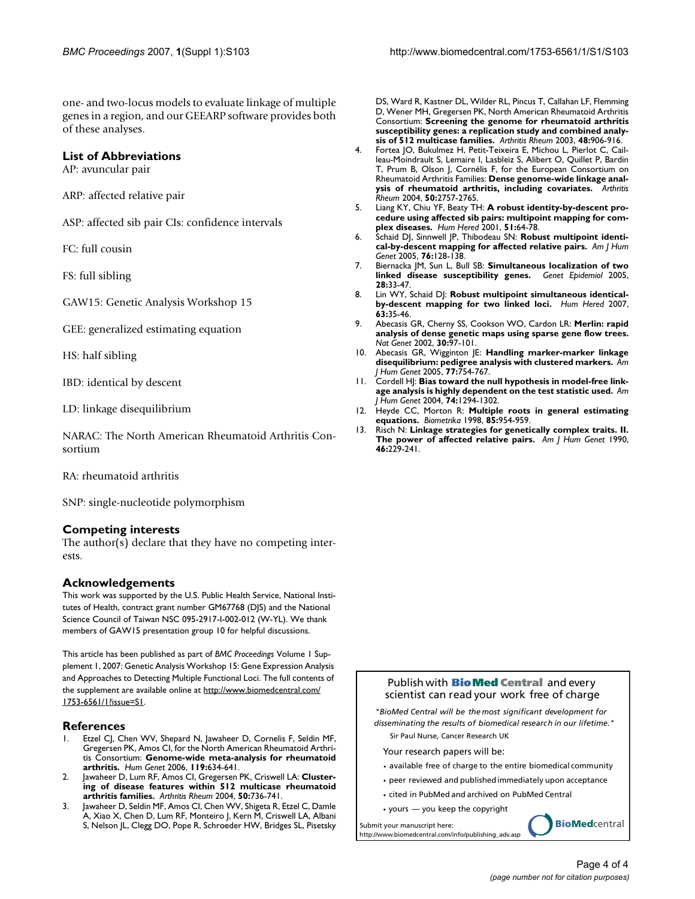one- and two-locus models to evaluate linkage of multiple genes in a region, and our GEEARP software provides both of these analyses.

## List of Abbreviations

AP: avuncular pair

ARP: affected relative pair

ASP: affected sib pair CIs: confidence intervals

FC: full cousin

FS: full sibling

GAW15: Genetic Analysis Workshop 15

GEE: generalized estimating equation

HS: half sibling

IBD: identical by descent

LD: linkage disequilibrium

NARAC: The North American Rheumatoid Arthritis Consortium

RA: rheumatoid arthritis

SNP: single-nucleotide polymorphism

## Competing interests

The author(s) declare that they have no competing interests.

## Acknowledgements

This work was supported by the U.S. Public Health Service, National Institutes of Health, contract grant number GM67768 (DJS) and the National Science Council of Taiwan NSC 095-2917-I-002-012 (W-YL). We thank members of GAW15 presentation group 10 for helpful discussions.

This article has been published as part of *BMC Proceedings* Volume 1 Supplement 1, 2007: Genetic Analysis Workshop 15: Gene Expression Analysis and Approaches to Detecting Multiple Functional Loci. The full contents of the supplement are available online at http://www.biomedcentral.com/1753-6561/1?issue=S1.

## References

1. Etzel CJ, Chen WV, Shepard N, Jawaheer D, Cornelis F, Seldin MF, Gregersen PK, Amos CI, for the North American Rheumatoid Arthritis Consortium: **Genome-wide meta-analysis for rheumatoid arthritis.** *Hum Genet* 2006, **119:**634-641.
2. Jawaheer D, Lum RF, Amos CI, Gregersen PK, Criswell LA: **Clustering of disease features within 512 multicase rheumatoid arthritis families.** *Arthritis Rheum* 2004, **50:**736-741.
3. Jawaheer D, Seldin MF, Amos CI, Chen WV, Shigeta R, Etzel C, Damle A, Xiao X, Chen D, Lum RF, Monteiro J, Kern M, Criswell LA, Albani S, Nelson JL, Clegg DO, Pope R, Schroeder HW, Bridges SL, Pisetsky DS, Ward R, Kastner DL, Wilder RL, Pincus T, Callahan LF, Flemming D, Wener MH, Gregersen PK, North American Rheumatoid Arthritis Consortium: **Screening the genome for rheumatoid arthritis susceptibility genes: a replication study and combined analysis of 512 multicase families.** *Arthritis Rheum* 2003, **48:**906-916.
4. Fortea JO, Bukulmez H, Petit-Teixeira E, Michou L, Pierlot C, Cailleau-Moindrault S, Lemaire I, Lasbleiz S, Alibert O, Quillet P, Bardin T, Prum B, Olson J, Cornélis F, for the European Consortium on Rheumatoid Arthritis Families: **Dense genome-wide linkage analysis of rheumatoid arthritis, including covariates.** *Arthritis Rheum* 2004, **50:**2757-2765.
5. Liang KY, Chiu YF, Beaty TH: **A robust identity-by-descent procedure using affected sib pairs: multipoint mapping for complex diseases.** *Hum Hered* 2001, **51:**64-78.
6. Schaid DJ, Sinnwell JP, Thibodeau SN: **Robust multipoint identical-by-descent mapping for affected relative pairs.** *Am J Hum Genet* 2005, **76:**128-138.
7. Biernacka JM, Sun L, Bull SB: **Simultaneous localization of two linked disease susceptibility genes.** *Genet Epidemiol* 2005, **28:**33-47.
8. Lin WY, Schaid DJ: **Robust multipoint simultaneous identical-by-descent mapping for two linked loci.** *Hum Hered* 2007, **63:**35-46.
9. Abecasis GR, Cherny SS, Cookson WO, Cardon LR: **Merlin: rapid analysis of dense genetic maps using sparse gene flow trees.** *Nat Genet* 2002, **30:**97-101.
10. Abecasis GR, Wigginton JE: **Handling marker-marker linkage disequilibrium: pedigree analysis with clustered markers.** *Am J Hum Genet* 2005, **77:**754-767.
11. Cordell HJ: **Bias toward the null hypothesis in model-free linkage analysis is highly dependent on the test statistic used.** *Am J Hum Genet* 2004, **74:**1294-1302.
12. Heyde CC, Morton R: **Multiple roots in general estimating equations.** *Biometrika* 1998, **85:**954-959.
13. Risch N: **Linkage strategies for genetically complex traits. II. The power of affected relative pairs.** *Am J Hum Genet* 1990, **46:**229-241.

Publish with **BioMed Central** and every scientist can read your work free of charge

*"BioMed Central will be the most significant development for disseminating the results of biomedical research in our lifetime."*
Sir Paul Nurse, Cancer Research UK

Your research papers will be:

- available free of charge to the entire biomedical community
- peer reviewed and published immediately upon acceptance
- cited in PubMed and archived on PubMed Central
- yours — you keep the copyright

Submit your manuscript here:
http://www.biomedcentral.com/info/publishing_adv.asp

BioMedcentral